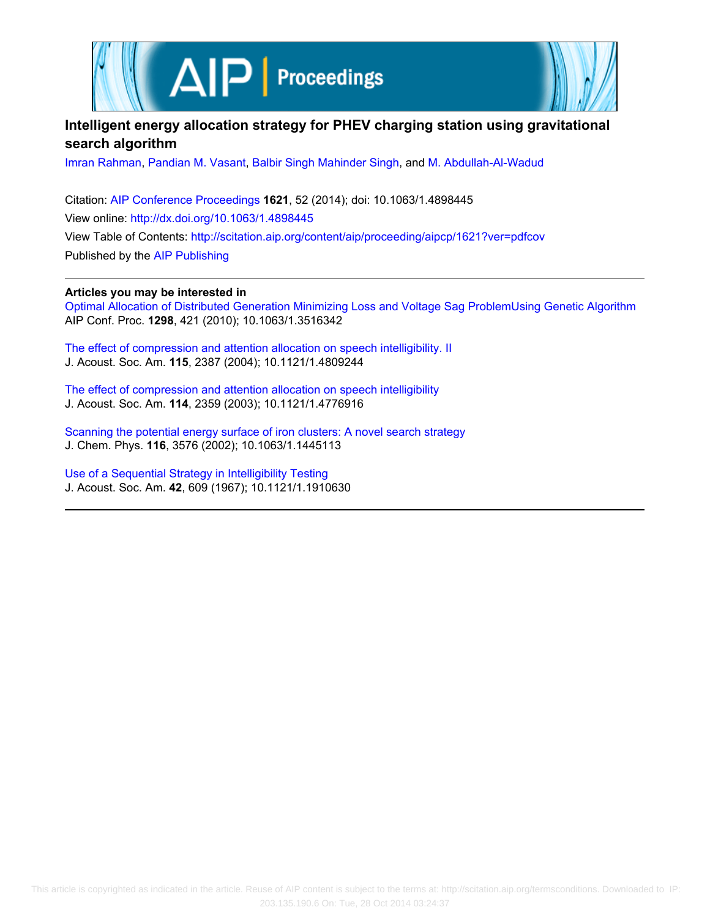# Intelligent energy allocation strategy for PHEV charging station using gravitational search algorithm

Imran Rahman, Pandian M. Vasant, Balbir Singh Mahinder Singh, and M. Abdullah-Al-Wadud

Citation: AIP Conference Proceedings **1621**, 52 (2014); doi: 10.1063/1.4898445

View online: http://dx.doi.org/10.1063/1.4898445

View Table of Contents: http://scitation.aip.org/content/aip/proceeding/aipcp/1621?ver=pdfcov

Published by the AIP Publishing

---

**Articles you may be interested in**

Optimal Allocation of Distributed Generation Minimizing Loss and Voltage Sag ProblemUsing Genetic Algorithm
AIP Conf. Proc. **1298**, 421 (2010); 10.1063/1.3516342

The effect of compression and attention allocation on speech intelligibility. II
J. Acoust. Soc. Am. **115**, 2387 (2004); 10.1121/1.4809244

The effect of compression and attention allocation on speech intelligibility
J. Acoust. Soc. Am. **114**, 2359 (2003); 10.1121/1.4776916

Scanning the potential energy surface of iron clusters: A novel search strategy
J. Chem. Phys. **116**, 3576 (2002); 10.1063/1.1445113

Use of a Sequential Strategy in Intelligibility Testing
J. Acoust. Soc. Am. **42**, 609 (1967); 10.1121/1.1910630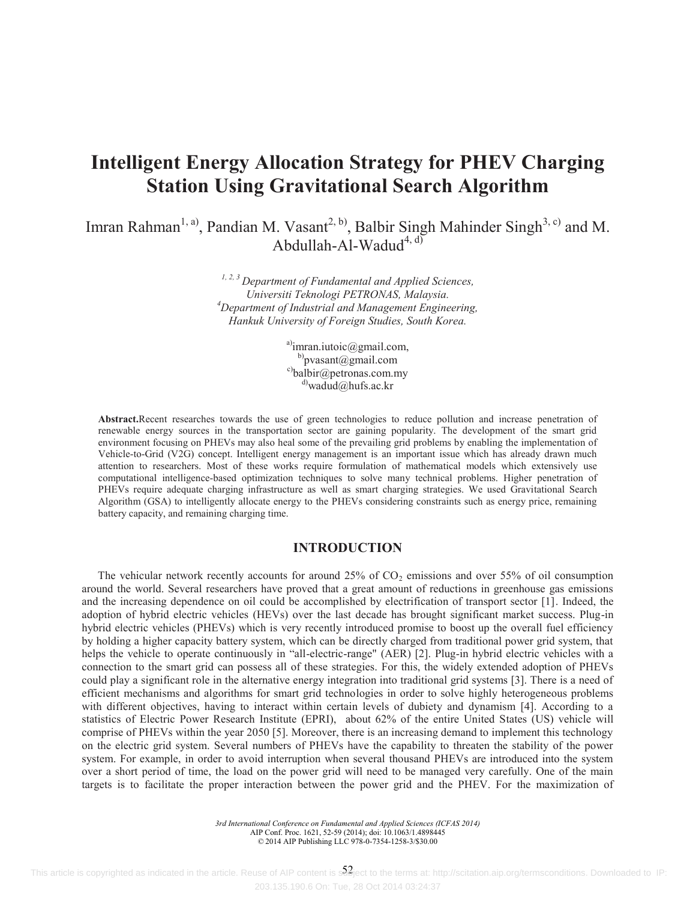// Intelligent Energy Allocation Strategy for PHEV Charging Station Using Gravitational Search Algorithm

Imran Rahman[1, a)], Pandian M. Vasant[2, b)], Balbir Singh Mahinder Singh[3, c)] and M. Abdullah-Al-Wadud[4, d)]

*[1, 2, 3] Department of Fundamental and Applied Sciences, Universiti Teknologi PETRONAS, Malaysia.*
*[4]Department of Industrial and Management Engineering, Hankuk University of Foreign Studies, South Korea.*

[a)]imran.iutoic@gmail.com,
[b)]pvasant@gmail.com
[c)]balbir@petronas.com.my
[d)]wadud@hufs.ac.kr

**Abstract.**Recent researches towards the use of green technologies to reduce pollution and increase penetration of renewable energy sources in the transportation sector are gaining popularity. The development of the smart grid environment focusing on PHEVs may also heal some of the prevailing grid problems by enabling the implementation of Vehicle-to-Grid (V2G) concept. Intelligent energy management is an important issue which has already drawn much attention to researchers. Most of these works require formulation of mathematical models which extensively use computational intelligence-based optimization techniques to solve many technical problems. Higher penetration of PHEVs require adequate charging infrastructure as well as smart charging strategies. We used Gravitational Search Algorithm (GSA) to intelligently allocate energy to the PHEVs considering constraints such as energy price, remaining battery capacity, and remaining charging time.

## INTRODUCTION

The vehicular network recently accounts for around 25% of $CO_2$ emissions and over 55% of oil consumption around the world. Several researchers have proved that a great amount of reductions in greenhouse gas emissions and the increasing dependence on oil could be accomplished by electrification of transport sector [1]. Indeed, the adoption of hybrid electric vehicles (HEVs) over the last decade has brought significant market success. Plug-in hybrid electric vehicles (PHEVs) which is very recently introduced promise to boost up the overall fuel efficiency by holding a higher capacity battery system, which can be directly charged from traditional power grid system, that helps the vehicle to operate continuously in "all-electric-range" (AER) [2]. Plug-in hybrid electric vehicles with a connection to the smart grid can possess all of these strategies. For this, the widely extended adoption of PHEVs could play a significant role in the alternative energy integration into traditional grid systems [3]. There is a need of efficient mechanisms and algorithms for smart grid technologies in order to solve highly heterogeneous problems with different objectives, having to interact within certain levels of dubiety and dynamism [4]. According to a statistics of Electric Power Research Institute (EPRI), about 62% of the entire United States (US) vehicle will comprise of PHEVs within the year 2050 [5]. Moreover, there is an increasing demand to implement this technology on the electric grid system. Several numbers of PHEVs have the capability to threaten the stability of the power system. For example, in order to avoid interruption when several thousand PHEVs are introduced into the system over a short period of time, the load on the power grid will need to be managed very carefully. One of the main targets is to facilitate the proper interaction between the power grid and the PHEV. For the maximization of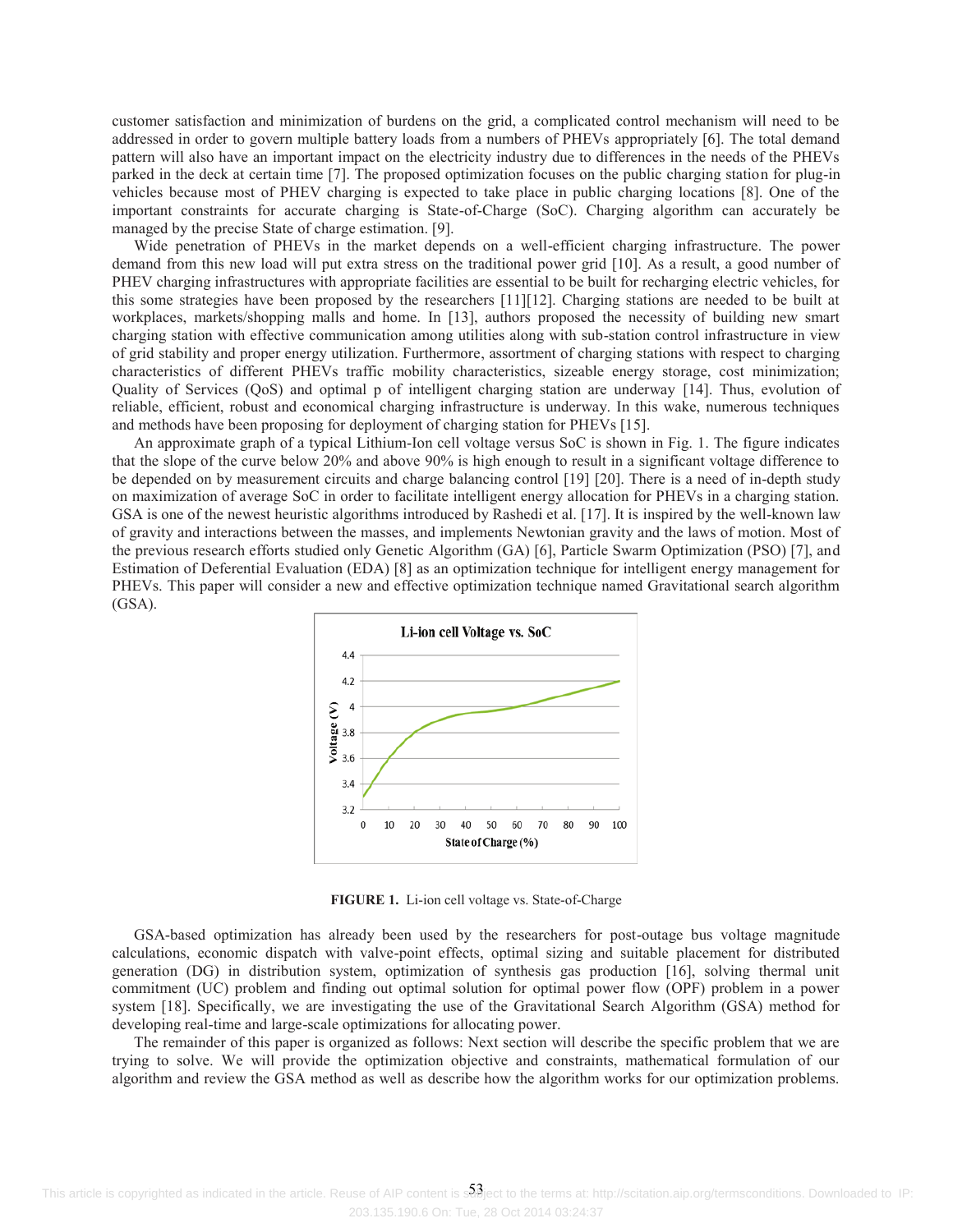customer satisfaction and minimization of burdens on the grid, a complicated control mechanism will need to be addressed in order to govern multiple battery loads from a numbers of PHEVs appropriately [6]. The total demand pattern will also have an important impact on the electricity industry due to differences in the needs of the PHEVs parked in the deck at certain time [7]. The proposed optimization focuses on the public charging station for plug-in vehicles because most of PHEV charging is expected to take place in public charging locations [8]. One of the important constraints for accurate charging is State-of-Charge (SoC). Charging algorithm can accurately be managed by the precise State of charge estimation. [9].

Wide penetration of PHEVs in the market depends on a well-efficient charging infrastructure. The power demand from this new load will put extra stress on the traditional power grid [10]. As a result, a good number of PHEV charging infrastructures with appropriate facilities are essential to be built for recharging electric vehicles, for this some strategies have been proposed by the researchers [11][12]. Charging stations are needed to be built at workplaces, markets/shopping malls and home. In [13], authors proposed the necessity of building new smart charging station with effective communication among utilities along with sub-station control infrastructure in view of grid stability and proper energy utilization. Furthermore, assortment of charging stations with respect to charging characteristics of different PHEVs traffic mobility characteristics, sizeable energy storage, cost minimization; Quality of Services (QoS) and optimal p of intelligent charging station are underway [14]. Thus, evolution of reliable, efficient, robust and economical charging infrastructure is underway. In this wake, numerous techniques and methods have been proposing for deployment of charging station for PHEVs [15].

An approximate graph of a typical Lithium-Ion cell voltage versus SoC is shown in Fig. 1. The figure indicates that the slope of the curve below 20% and above 90% is high enough to result in a significant voltage difference to be depended on by measurement circuits and charge balancing control [19] [20]. There is a need of in-depth study on maximization of average SoC in order to facilitate intelligent energy allocation for PHEVs in a charging station. GSA is one of the newest heuristic algorithms introduced by Rashedi et al. [17]. It is inspired by the well-known law of gravity and interactions between the masses, and implements Newtonian gravity and the laws of motion. Most of the previous research efforts studied only Genetic Algorithm (GA) [6], Particle Swarm Optimization (PSO) [7], and Estimation of Deferential Evaluation (EDA) [8] as an optimization technique for intelligent energy management for PHEVs. This paper will consider a new and effective optimization technique named Gravitational search algorithm (GSA).

**FIGURE 1.** Li-ion cell voltage vs. State-of-Charge

GSA-based optimization has already been used by the researchers for post-outage bus voltage magnitude calculations, economic dispatch with valve-point effects, optimal sizing and suitable placement for distributed generation (DG) in distribution system, optimization of synthesis gas production [16], solving thermal unit commitment (UC) problem and finding out optimal solution for optimal power flow (OPF) problem in a power system [18]. Specifically, we are investigating the use of the Gravitational Search Algorithm (GSA) method for developing real-time and large-scale optimizations for allocating power.

The remainder of this paper is organized as follows: Next section will describe the specific problem that we are trying to solve. We will provide the optimization objective and constraints, mathematical formulation of our algorithm and review the GSA method as well as describe how the algorithm works for our optimization problems.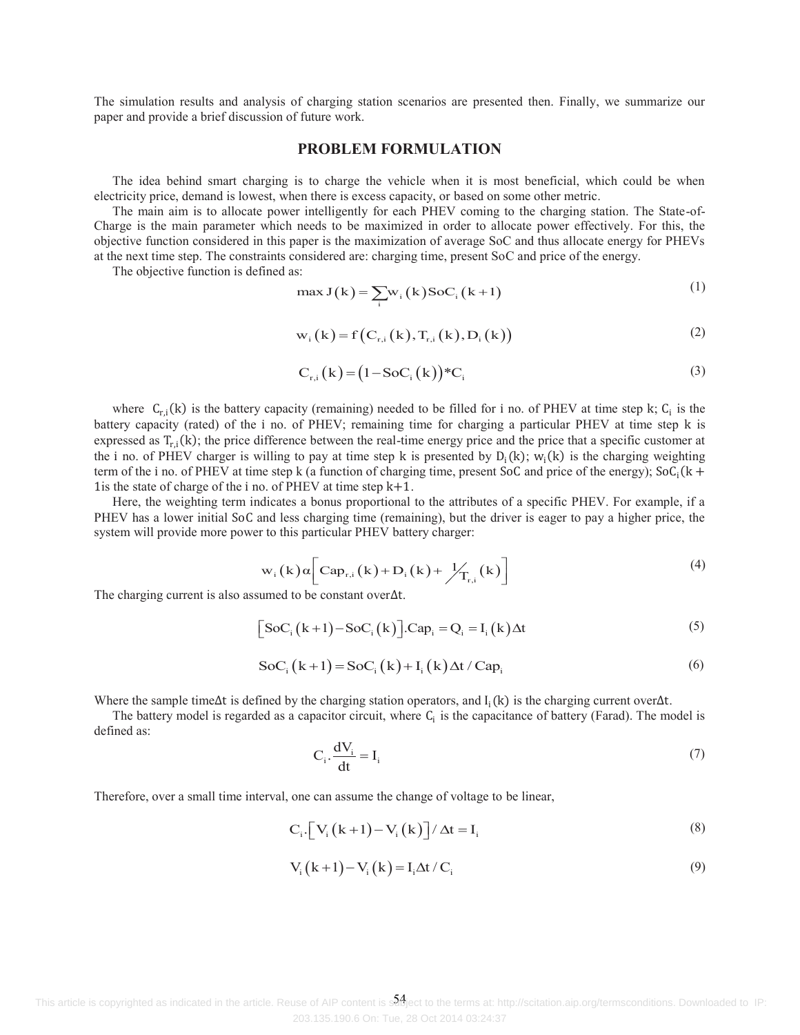The simulation results and analysis of charging station scenarios are presented then. Finally, we summarize our paper and provide a brief discussion of future work.

## PROBLEM FORMULATION

The idea behind smart charging is to charge the vehicle when it is most beneficial, which could be when electricity price, demand is lowest, when there is excess capacity, or based on some other metric.

The main aim is to allocate power intelligently for each PHEV coming to the charging station. The State-of-Charge is the main parameter which needs to be maximized in order to allocate power effectively. For this, the objective function considered in this paper is the maximization of average SoC and thus allocate energy for PHEVs at the next time step. The constraints considered are: charging time, present SoC and price of the energy.

The objective function is defined as:

$$\max J(k) = \sum_{i} w_i(k) SoC_i(k+1) \tag{1}$$

$$w_i(k) = f\left(C_{r,i}(k), T_{r,i}(k), D_i(k)\right) \tag{2}$$

$$C_{r,i}(k) = \left(1 - SoC_i(k)\right) * C_i \tag{3}$$

where $C_{r,i}(k)$ is the battery capacity (remaining) needed to be filled for i no. of PHEV at time step k; $C_i$ is the battery capacity (rated) of the i no. of PHEV; remaining time for charging a particular PHEV at time step k is expressed as $T_{r,i}(k)$; the price difference between the real-time energy price and the price that a specific customer at the i no. of PHEV charger is willing to pay at time step k is presented by $D_i(k)$; $w_i(k)$ is the charging weighting term of the i no. of PHEV at time step k (a function of charging time, present SoC and price of the energy); $SoC_i(k+1$is the state of charge of the i no. of PHEV at time step k+1.

Here, the weighting term indicates a bonus proportional to the attributes of a specific PHEV. For example, if a PHEV has a lower initial SoC and less charging time (remaining), but the driver is eager to pay a higher price, the system will provide more power to this particular PHEV battery charger:

$$w_i(k) \alpha \left[ Cap_{r,i}(k) + D_i(k) + {}^{1}\!/_{T_{r,i}}(k) \right] \tag{4}$$

The charging current is also assumed to be constant over$\Delta t$.

$$\left[SoC_i(k+1) - SoC_i(k)\right].Cap_i = Q_i = I_i(k)\Delta t \tag{5}$$

$$SoC_i(k+1) = SoC_i(k) + I_i(k)\Delta t / Cap_i \tag{6}$$

Where the sample time$\Delta t$ is defined by the charging station operators, and $I_i(k)$ is the charging current over$\Delta t$.

The battery model is regarded as a capacitor circuit, where $C_i$ is the capacitance of battery (Farad). The model is defined as:

$$C_i.\frac{dV_i}{dt} = I_i \tag{7}$$

Therefore, over a small time interval, one can assume the change of voltage to be linear,

$$C_i.\left[V_i(k+1) - V_i(k)\right] / \Delta t = I_i \tag{8}$$

$$V_i(k+1) - V_i(k) = I_i \Delta t / C_i \tag{9}$$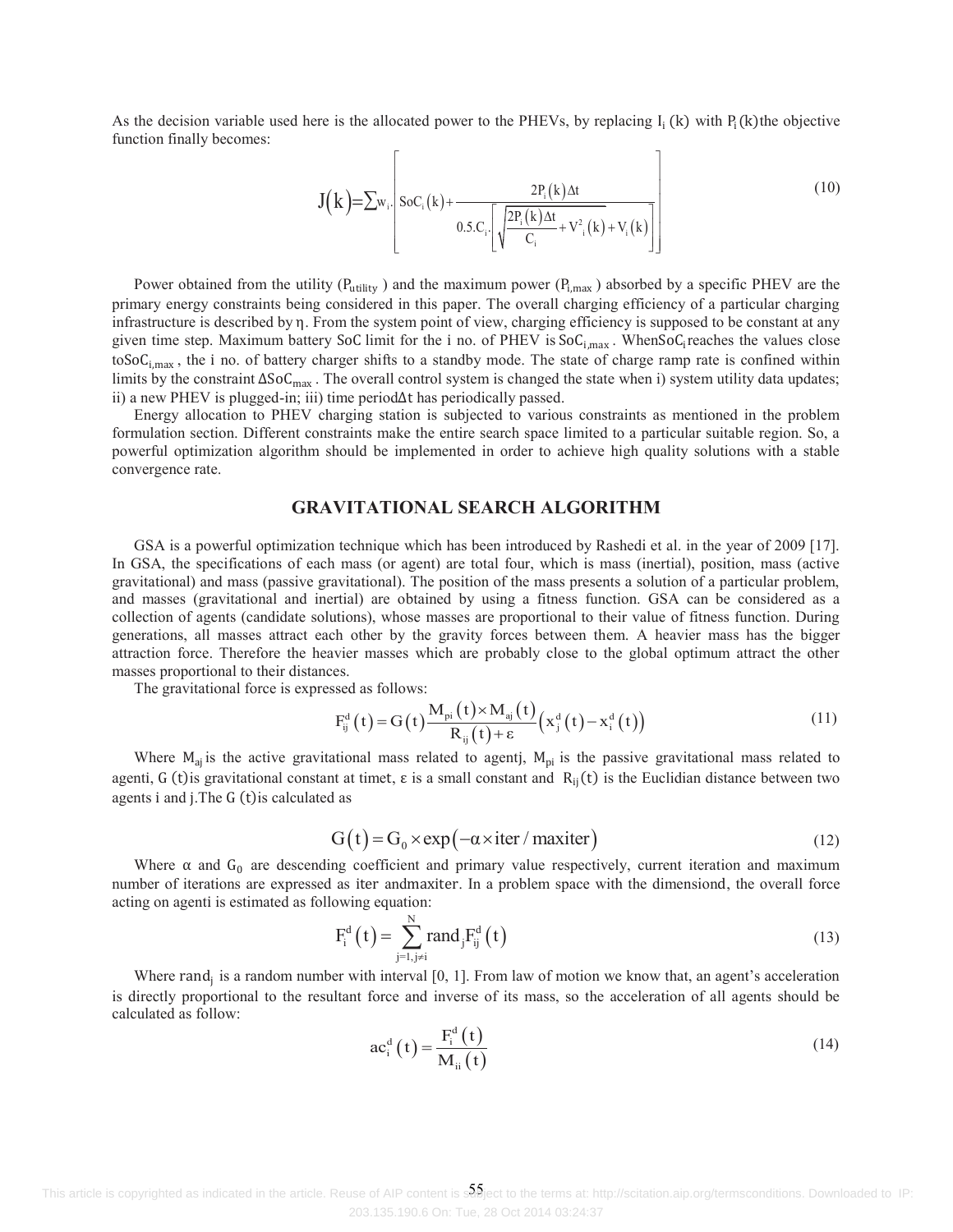As the decision variable used here is the allocated power to the PHEVs, by replacing $I_i(k)$ with $P_i(k)$ the objective function finally becomes:

$$J(k)=\sum w_i.\left[\text{SoC}_i(k)+\frac{2P_i(k)\Delta t}{0.5.C_i.\left[\sqrt{\frac{2P_i(k)\Delta t}{C_i}+V_i^2(k)}+V_i(k)\right]}\right] \tag{10}$$

Power obtained from the utility ($P_{utility}$) and the maximum power ($P_{i,max}$) absorbed by a specific PHEV are the primary energy constraints being considered in this paper. The overall charging efficiency of a particular charging infrastructure is described by $\eta$. From the system point of view, charging efficiency is supposed to be constant at any given time step. Maximum battery SoC limit for the i no. of PHEV is $\text{SoC}_{i,max}$. When $\text{SoC}_i$ reaches the values close to $\text{SoC}_{i,max}$, the i no. of battery charger shifts to a standby mode. The state of charge ramp rate is confined within limits by the constraint $\Delta\text{SoC}_{max}$. The overall control system is changed the state when i) system utility data updates; ii) a new PHEV is plugged-in; iii) time period $\Delta t$ has periodically passed.

Energy allocation to PHEV charging station is subjected to various constraints as mentioned in the problem formulation section. Different constraints make the entire search space limited to a particular suitable region. So, a powerful optimization algorithm should be implemented in order to achieve high quality solutions with a stable convergence rate.

## GRAVITATIONAL SEARCH ALGORITHM

GSA is a powerful optimization technique which has been introduced by Rashedi et al. in the year of 2009 [17]. In GSA, the specifications of each mass (or agent) are total four, which is mass (inertial), position, mass (active gravitational) and mass (passive gravitational). The position of the mass presents a solution of a particular problem, and masses (gravitational and inertial) are obtained by using a fitness function. GSA can be considered as a collection of agents (candidate solutions), whose masses are proportional to their value of fitness function. During generations, all masses attract each other by the gravity forces between them. A heavier mass has the bigger attraction force. Therefore the heavier masses which are probably close to the global optimum attract the other masses proportional to their distances.

The gravitational force is expressed as follows:

$$F_{ij}^d(t)=G(t)\frac{M_{pi}(t)\times M_{aj}(t)}{R_{ij}(t)+\varepsilon}\left(x_j^d(t)-x_i^d(t)\right) \tag{11}$$

Where $M_{aj}$ is the active gravitational mass related to agent j, $M_{pi}$ is the passive gravitational mass related to agent i, $G(t)$ is gravitational constant at time t, $\varepsilon$ is a small constant and $R_{ij}(t)$ is the Euclidian distance between two agents i and j. The $G(t)$ is calculated as

$$G(t)=G_0\times\exp(-\alpha\times\text{iter}/\text{maxiter}) \tag{12}$$

Where $\alpha$ and $G_0$ are descending coefficient and primary value respectively, current iteration and maximum number of iterations are expressed as iter and maxiter. In a problem space with the dimension d, the overall force acting on agent i is estimated as following equation:

$$F_i^d(t)=\sum_{j=1,j\neq i}^{N}\text{rand}_j F_{ij}^d(t) \tag{13}$$

Where $\text{rand}_j$ is a random number with interval [0, 1]. From law of motion we know that, an agent's acceleration is directly proportional to the resultant force and inverse of its mass, so the acceleration of all agents should be calculated as follow:

$$ac_i^d(t)=\frac{F_i^d(t)}{M_{ii}(t)} \tag{14}$$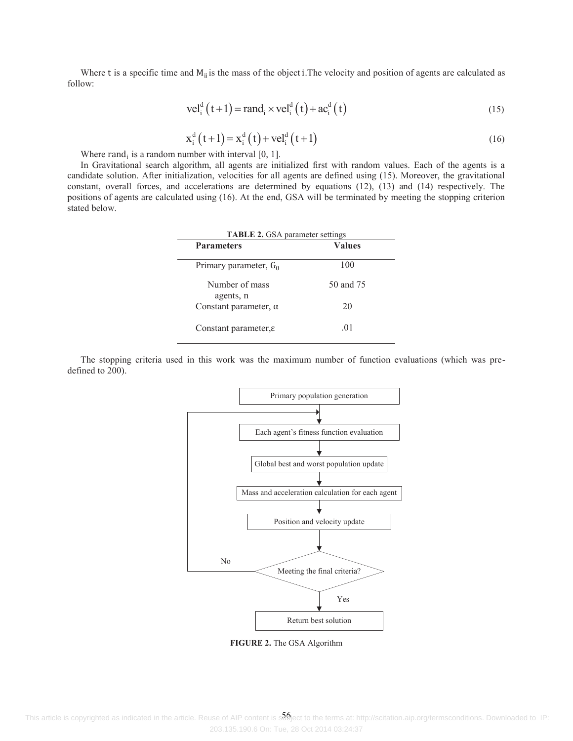Where t is a specific time and $M_{ii}$ is the mass of the object i.The velocity and position of agents are calculated as follow:

$$\text{vel}_i^d(t+1) = \text{rand}_i \times \text{vel}_i^d(t) + \text{ac}_i^d(t) \tag{15}$$

$$x_i^d(t+1) = x_i^d(t) + \text{vel}_i^d(t+1) \tag{16}$$

Where $\text{rand}_i$ is a random number with interval [0, 1].

In Gravitational search algorithm, all agents are initialized first with random values. Each of the agents is a candidate solution. After initialization, velocities for all agents are defined using (15). Moreover, the gravitational constant, overall forces, and accelerations are determined by equations (12), (13) and (14) respectively. The positions of agents are calculated using (16). At the end, GSA will be terminated by meeting the stopping criterion stated below.

**TABLE 2.** GSA parameter settings

| Parameters | Values |
|---|---|
| Primary parameter, $G_0$ | 100 |
| Number of mass agents, n | 50 and 75 |
| Constant parameter, α | 20 |
| Constant parameter,ε | .01 |

The stopping criteria used in this work was the maximum number of function evaluations (which was pre-defined to 200).

Primary population generation → Each agent's fitness function evaluation → Global best and worst population update → Mass and acceleration calculation for each agent → Position and velocity update → Meeting the final criteria? (No: return to fitness evaluation; Yes: Return best solution)

**FIGURE 2.** The GSA Algorithm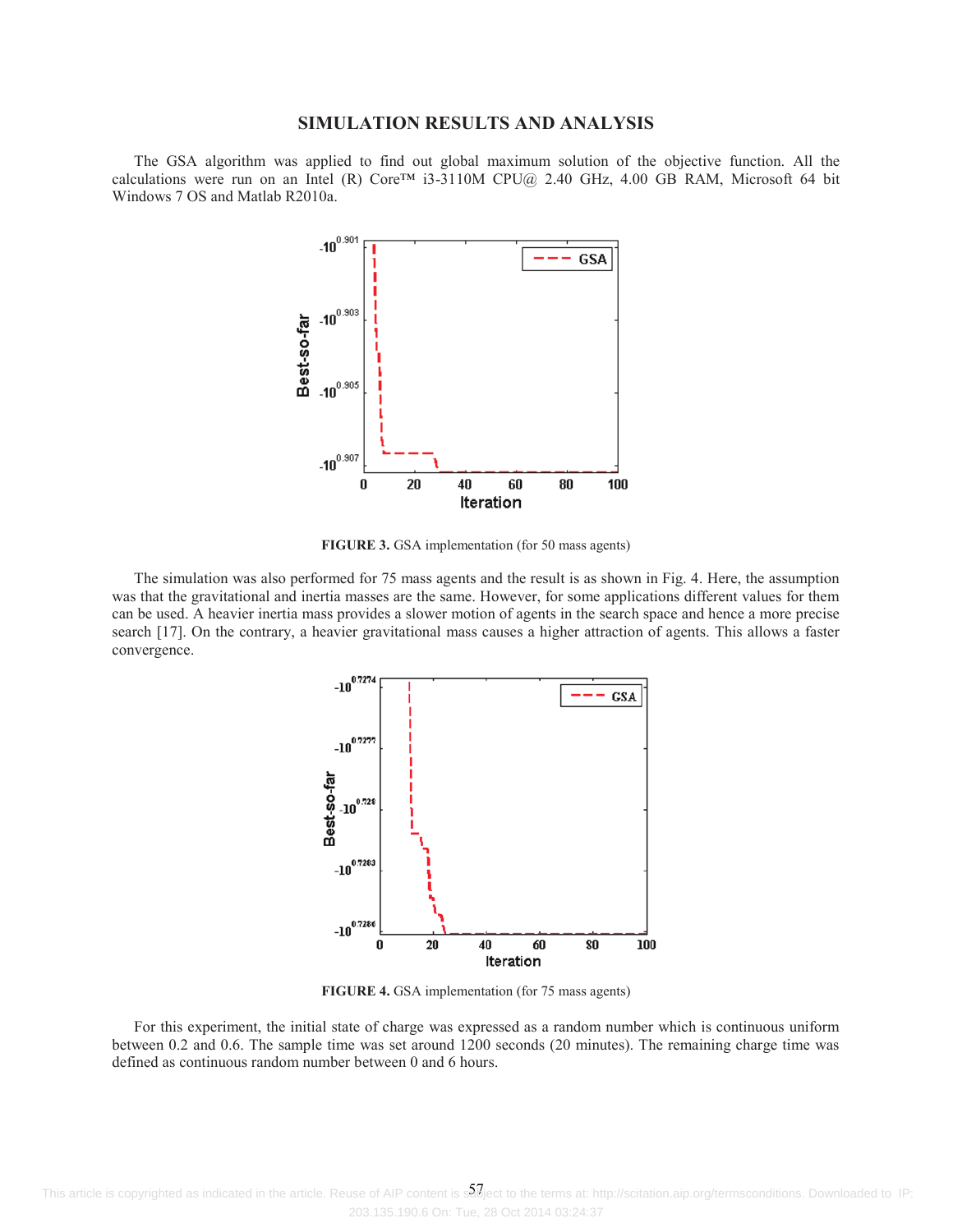## SIMULATION RESULTS AND ANALYSIS

The GSA algorithm was applied to find out global maximum solution of the objective function. All the calculations were run on an Intel (R) Core™ i3-3110M CPU@ 2.40 GHz, 4.00 GB RAM, Microsoft 64 bit Windows 7 OS and Matlab R2010a.

**FIGURE 3.** GSA implementation (for 50 mass agents)

The simulation was also performed for 75 mass agents and the result is as shown in Fig. 4. Here, the assumption was that the gravitational and inertia masses are the same. However, for some applications different values for them can be used. A heavier inertia mass provides a slower motion of agents in the search space and hence a more precise search [17]. On the contrary, a heavier gravitational mass causes a higher attraction of agents. This allows a faster convergence.

**FIGURE 4.** GSA implementation (for 75 mass agents)

For this experiment, the initial state of charge was expressed as a random number which is continuous uniform between 0.2 and 0.6. The sample time was set around 1200 seconds (20 minutes). The remaining charge time was defined as continuous random number between 0 and 6 hours.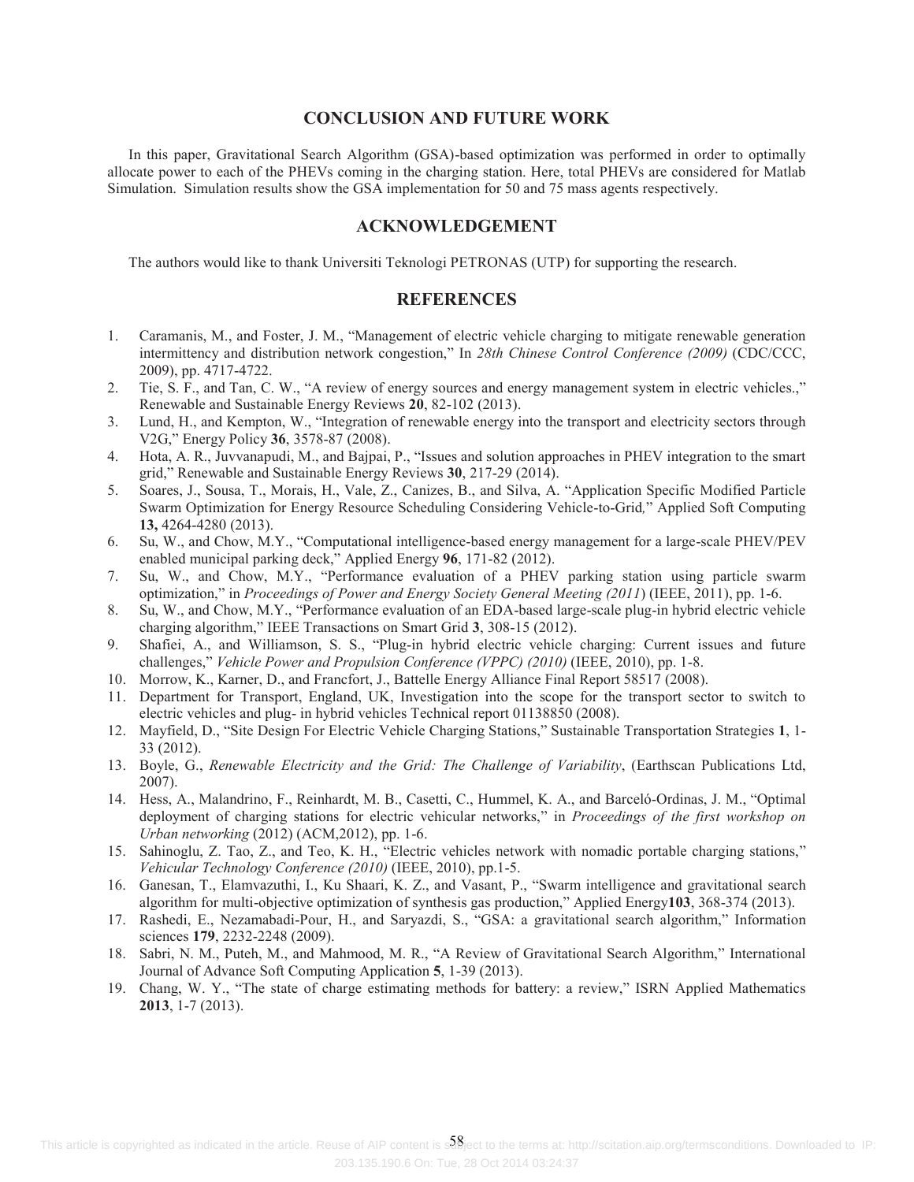## CONCLUSION AND FUTURE WORK

In this paper, Gravitational Search Algorithm (GSA)-based optimization was performed in order to optimally allocate power to each of the PHEVs coming in the charging station. Here, total PHEVs are considered for Matlab Simulation. Simulation results show the GSA implementation for 50 and 75 mass agents respectively.

## ACKNOWLEDGEMENT

The authors would like to thank Universiti Teknologi PETRONAS (UTP) for supporting the research.

## REFERENCES

1. Caramanis, M., and Foster, J. M., "Management of electric vehicle charging to mitigate renewable generation intermittency and distribution network congestion," In *28th Chinese Control Conference (2009)* (CDC/CCC, 2009), pp. 4717-4722.
2. Tie, S. F., and Tan, C. W., "A review of energy sources and energy management system in electric vehicles.," Renewable and Sustainable Energy Reviews **20**, 82-102 (2013).
3. Lund, H., and Kempton, W., "Integration of renewable energy into the transport and electricity sectors through V2G," Energy Policy **36**, 3578-87 (2008).
4. Hota, A. R., Juvvanapudi, M., and Bajpai, P., "Issues and solution approaches in PHEV integration to the smart grid," Renewable and Sustainable Energy Reviews **30**, 217-29 (2014).
5. Soares, J., Sousa, T., Morais, H., Vale, Z., Canizes, B., and Silva, A. "Application Specific Modified Particle Swarm Optimization for Energy Resource Scheduling Considering Vehicle-to-Grid," Applied Soft Computing **13,** 4264-4280 (2013).
6. Su, W., and Chow, M.Y., "Computational intelligence-based energy management for a large-scale PHEV/PEV enabled municipal parking deck," Applied Energy **96**, 171-82 (2012).
7. Su, W., and Chow, M.Y., "Performance evaluation of a PHEV parking station using particle swarm optimization," in *Proceedings of Power and Energy Society General Meeting (2011*) (IEEE, 2011), pp. 1-6.
8. Su, W., and Chow, M.Y., "Performance evaluation of an EDA-based large-scale plug-in hybrid electric vehicle charging algorithm," IEEE Transactions on Smart Grid **3**, 308-15 (2012).
9. Shafiei, A., and Williamson, S. S., "Plug-in hybrid electric vehicle charging: Current issues and future challenges," *Vehicle Power and Propulsion Conference (VPPC) (2010)* (IEEE, 2010), pp. 1-8.
10. Morrow, K., Karner, D., and Francfort, J., Battelle Energy Alliance Final Report 58517 (2008).
11. Department for Transport, England, UK, Investigation into the scope for the transport sector to switch to electric vehicles and plug- in hybrid vehicles Technical report 01138850 (2008).
12. Mayfield, D., "Site Design For Electric Vehicle Charging Stations," Sustainable Transportation Strategies **1**, 1-33 (2012).
13. Boyle, G., *Renewable Electricity and the Grid: The Challenge of Variability*, (Earthscan Publications Ltd, 2007).
14. Hess, A., Malandrino, F., Reinhardt, M. B., Casetti, C., Hummel, K. A., and Barceló-Ordinas, J. M., "Optimal deployment of charging stations for electric vehicular networks," in *Proceedings of the first workshop on Urban networking* (2012) (ACM,2012), pp. 1-6.
15. Sahinoglu, Z. Tao, Z., and Teo, K. H., "Electric vehicles network with nomadic portable charging stations," *Vehicular Technology Conference (2010)* (IEEE, 2010), pp.1-5.
16. Ganesan, T., Elamvazuthi, I., Ku Shaari, K. Z., and Vasant, P., "Swarm intelligence and gravitational search algorithm for multi-objective optimization of synthesis gas production," Applied Energy**103**, 368-374 (2013).
17. Rashedi, E., Nezamabadi-Pour, H., and Saryazdi, S., "GSA: a gravitational search algorithm," Information sciences **179**, 2232-2248 (2009).
18. Sabri, N. M., Puteh, M., and Mahmood, M. R., "A Review of Gravitational Search Algorithm," International Journal of Advance Soft Computing Application **5**, 1-39 (2013).
19. Chang, W. Y., "The state of charge estimating methods for battery: a review," ISRN Applied Mathematics **2013**, 1-7 (2013).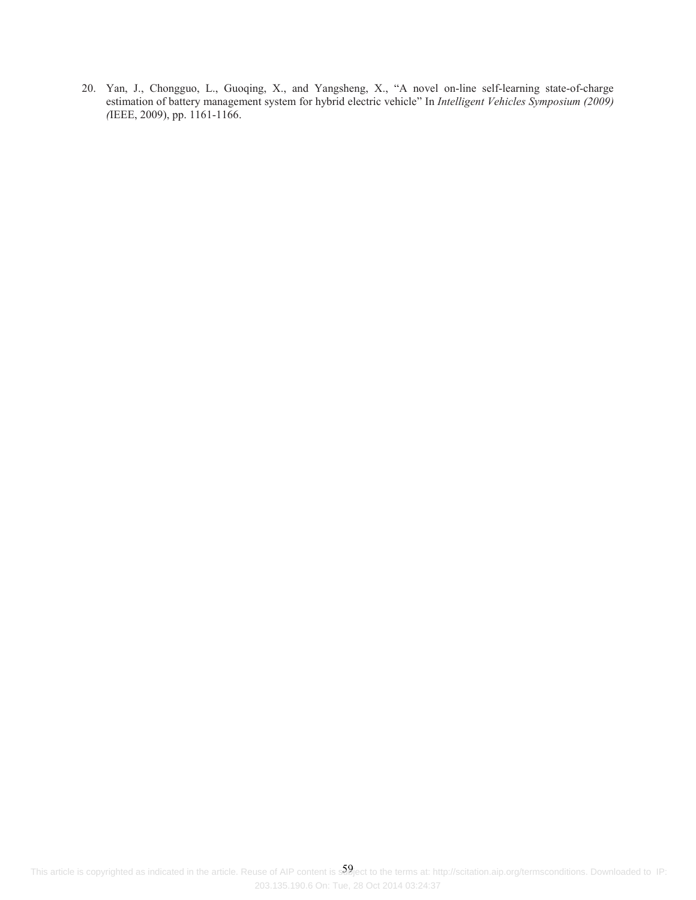20. Yan, J., Chongguo, L., Guoqing, X., and Yangsheng, X., "A novel on-line self-learning state-of-charge estimation of battery management system for hybrid electric vehicle" In *Intelligent Vehicles Symposium (2009) (*IEEE, 2009), pp. 1161-1166.